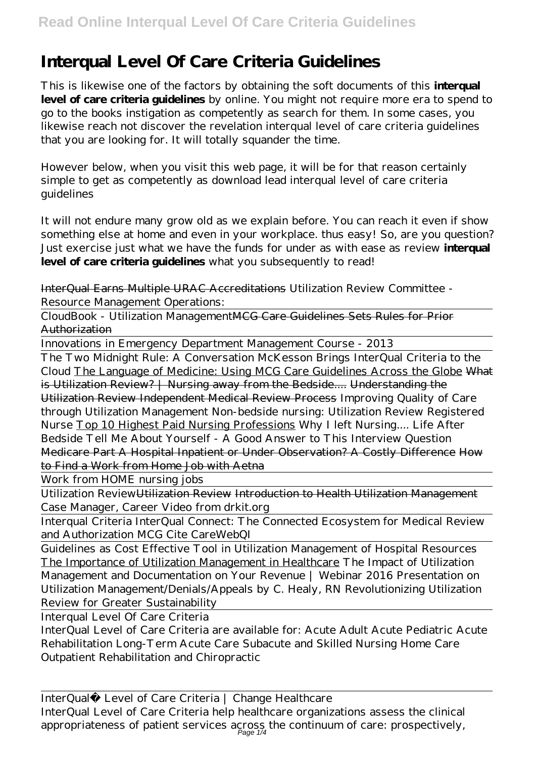# Interqual Level Of Care Criteria Guidelines

This is likewise one of the factors by obtaining the soft documents of this **interqual level of care criteria guidelines** by online. You might not require more era to spend to go to the books instigation as competently as search for them. In some cases, you likewise reach not discover the revelation interqual level of care criteria guidelines that you are looking for. It will totally squander the time.

However below, when you visit this web page, it will be for that reason certainly simple to get as competently as download lead interqual level of care criteria guidelines

It will not endure many grow old as we explain before. You can reach it even if show something else at home and even in your workplace. thus easy! So, are you question? Just exercise just what we have the funds for under as with ease as review **interqual level of care criteria guidelines** what you subsequently to read!

~~InterQual Earns Multiple URAC Accreditations~~ *Utilization Review Committee - Resource Management Operations:*

CloudBook - Utilization Management~~MCG Care Guidelines Sets Rules for Prior Authorization~~

Innovations in Emergency Department Management Course - 2013

The Two Midnight Rule: A Conversation McKesson Brings InterQual Criteria to the Cloud The Language of Medicine: Using MCG Care Guidelines Across the Globe ~~What is Utilization Review? | Nursing away from the Bedside....~~ ~~Understanding the Utilization Review Independent Medical Review Process~~ *Improving Quality of Care through Utilization Management* *Non-bedside nursing: Utilization Review Registered Nurse* Top 10 Highest Paid Nursing Professions *Why I left Nursing.... Life After Bedside* *Tell Me About Yourself - A Good Answer to This Interview Question* ~~Medicare Part A Hospital Inpatient or Under Observation? A Costly Difference~~ ~~How to Find a Work from Home Job with Aetna~~

Work from HOME nursing jobs

Utilization Review~~Utilization Review~~ ~~Introduction to Health Utilization Management~~ *Case Manager, Career Video from drkit.org*

Interqual Criteria *InterQual Connect: The Connected Ecosystem for Medical Review and Authorization* *MCG Cite CareWebQI*

Guidelines as Cost Effective Tool in Utilization Management of Hospital Resources The Importance of Utilization Management in Healthcare *The Impact of Utilization Management and Documentation on Your Revenue | Webinar 2016* *Presentation on Utilization Management/Denials/Appeals by C. Healy, RN* *Revolutionizing Utilization Review for Greater Sustainability*

Interqual Level Of Care Criteria

InterQual Level of Care Criteria are available for: Acute Adult Acute Pediatric Acute Rehabilitation Long-Term Acute Care Subacute and Skilled Nursing Home Care Outpatient Rehabilitation and Chiropractic

InterQual® Level of Care Criteria | Change Healthcare

InterQual Level of Care Criteria help healthcare organizations assess the clinical appropriateness of patient services across the continuum of care: prospectively,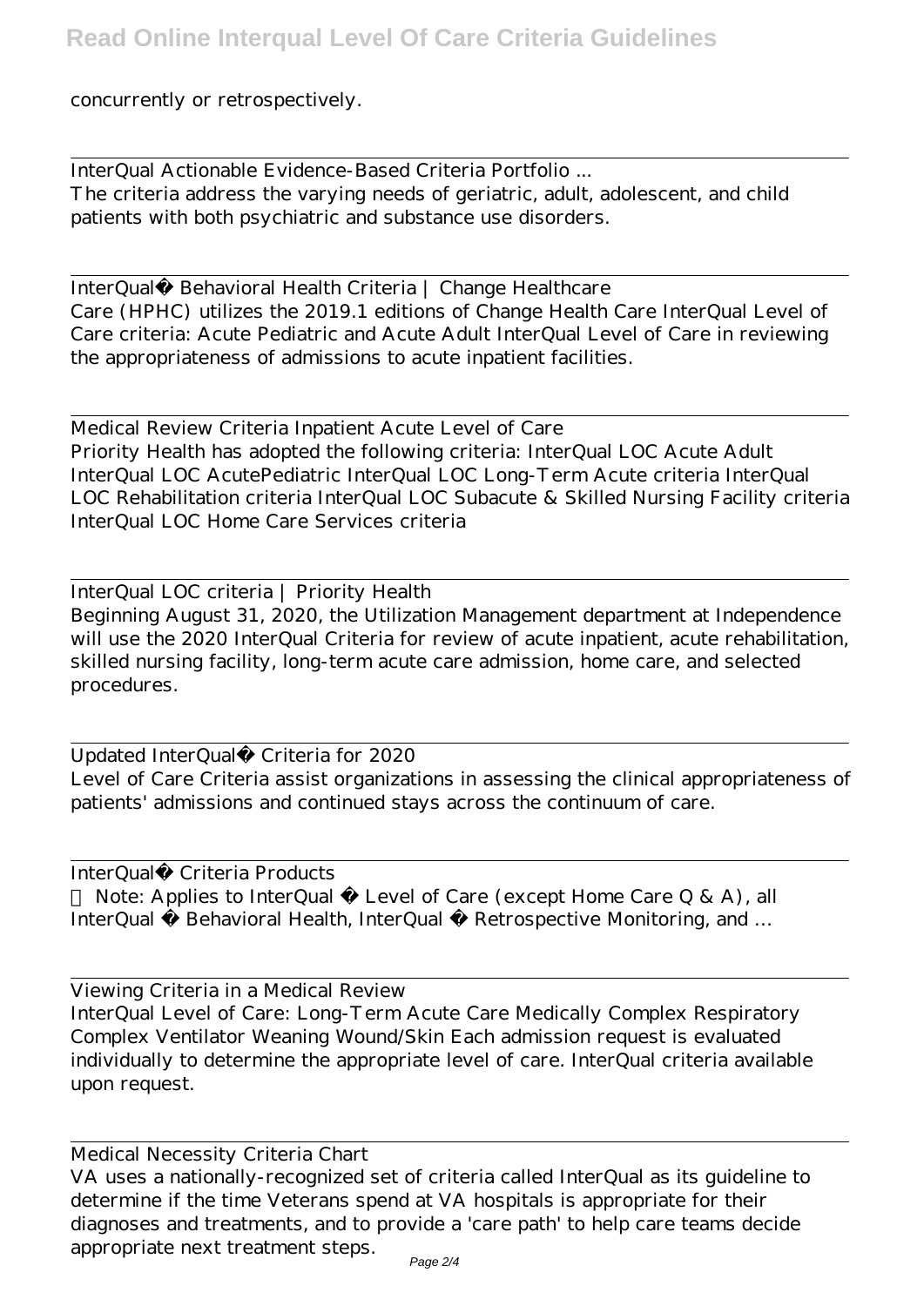concurrently or retrospectively.

InterQual Actionable Evidence-Based Criteria Portfolio ...
The criteria address the varying needs of geriatric, adult, adolescent, and child patients with both psychiatric and substance use disorders.

InterQual® Behavioral Health Criteria | Change Healthcare
Care (HPHC) utilizes the 2019.1 editions of Change Health Care InterQual Level of Care criteria: Acute Pediatric and Acute Adult InterQual Level of Care in reviewing the appropriateness of admissions to acute inpatient facilities.

Medical Review Criteria Inpatient Acute Level of Care
Priority Health has adopted the following criteria: InterQual LOC Acute Adult InterQual LOC AcutePediatric InterQual LOC Long-Term Acute criteria InterQual LOC Rehabilitation criteria InterQual LOC Subacute & Skilled Nursing Facility criteria InterQual LOC Home Care Services criteria

InterQual LOC criteria | Priority Health
Beginning August 31, 2020, the Utilization Management department at Independence will use the 2020 InterQual Criteria for review of acute inpatient, acute rehabilitation, skilled nursing facility, long-term acute care admission, home care, and selected procedures.

Updated InterQual® Criteria for 2020
Level of Care Criteria assist organizations in assessing the clinical appropriateness of patients' admissions and continued stays across the continuum of care.

InterQual® Criteria Products
Note: Applies to InterQual ® Level of Care (except Home Care Q & A), all InterQual ® Behavioral Health, InterQual ® Retrospective Monitoring, and ...

Viewing Criteria in a Medical Review
InterQual Level of Care: Long-Term Acute Care Medically Complex Respiratory Complex Ventilator Weaning Wound/Skin Each admission request is evaluated individually to determine the appropriate level of care. InterQual criteria available upon request.

Medical Necessity Criteria Chart
VA uses a nationally-recognized set of criteria called InterQual as its guideline to determine if the time Veterans spend at VA hospitals is appropriate for their diagnoses and treatments, and to provide a 'care path' to help care teams decide appropriate next treatment steps.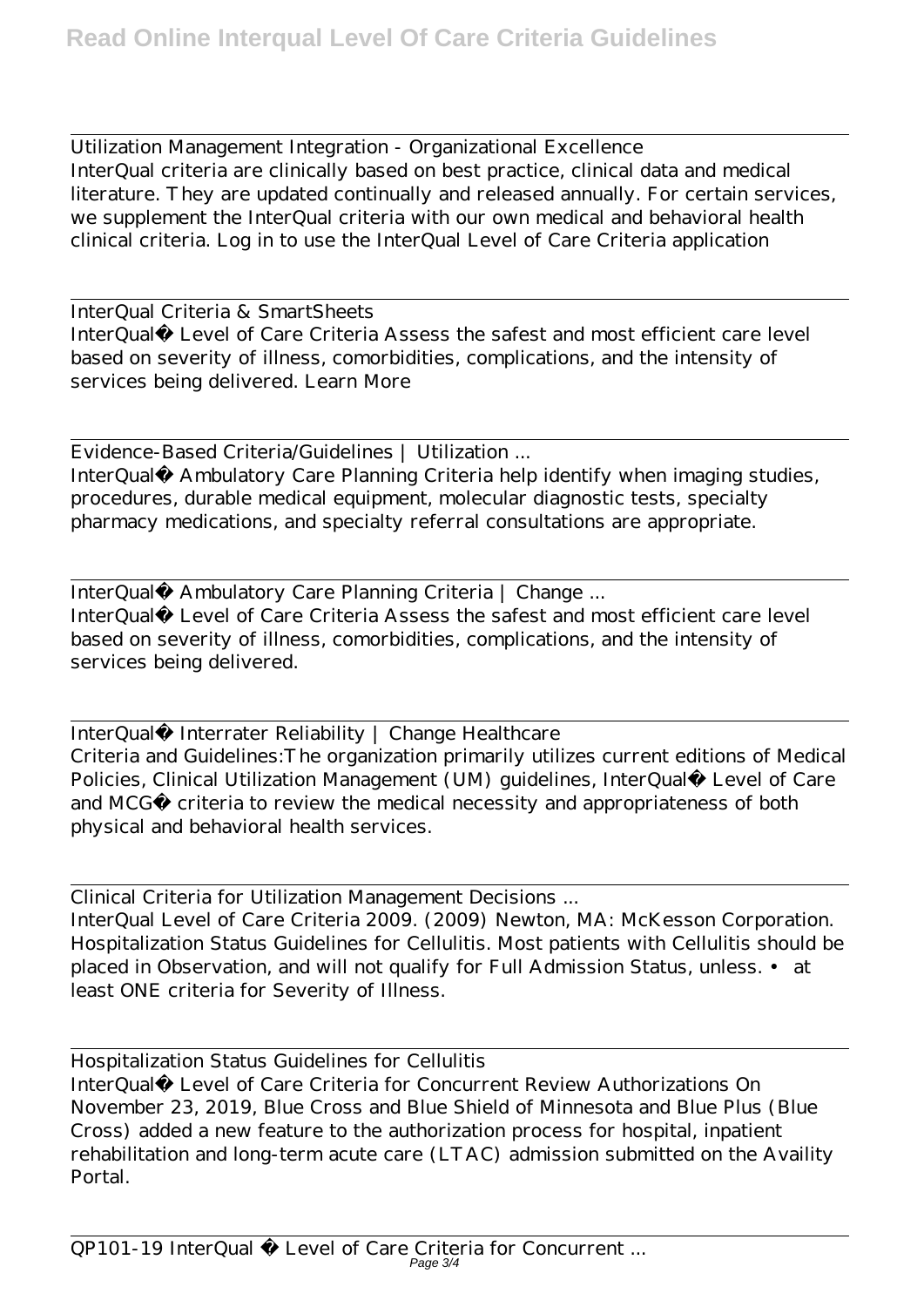Utilization Management Integration - Organizational Excellence
InterQual criteria are clinically based on best practice, clinical data and medical literature. They are updated continually and released annually. For certain services, we supplement the InterQual criteria with our own medical and behavioral health clinical criteria. Log in to use the InterQual Level of Care Criteria application

InterQual Criteria & SmartSheets
InterQual® Level of Care Criteria Assess the safest and most efficient care level based on severity of illness, comorbidities, complications, and the intensity of services being delivered. Learn More

Evidence-Based Criteria/Guidelines | Utilization ...
InterQual® Ambulatory Care Planning Criteria help identify when imaging studies, procedures, durable medical equipment, molecular diagnostic tests, specialty pharmacy medications, and specialty referral consultations are appropriate.

InterQual® Ambulatory Care Planning Criteria | Change ...
InterQual® Level of Care Criteria Assess the safest and most efficient care level based on severity of illness, comorbidities, complications, and the intensity of services being delivered.

InterQual® Interrater Reliability | Change Healthcare
Criteria and Guidelines:The organization primarily utilizes current editions of Medical Policies, Clinical Utilization Management (UM) guidelines, InterQual® Level of Care and MCG® criteria to review the medical necessity and appropriateness of both physical and behavioral health services.

Clinical Criteria for Utilization Management Decisions ...
InterQual Level of Care Criteria 2009. (2009) Newton, MA: McKesson Corporation. Hospitalization Status Guidelines for Cellulitis. Most patients with Cellulitis should be placed in Observation, and will not qualify for Full Admission Status, unless. • at least ONE criteria for Severity of Illness.

Hospitalization Status Guidelines for Cellulitis
InterQual® Level of Care Criteria for Concurrent Review Authorizations On November 23, 2019, Blue Cross and Blue Shield of Minnesota and Blue Plus (Blue Cross) added a new feature to the authorization process for hospital, inpatient rehabilitation and long-term acute care (LTAC) admission submitted on the Availity Portal.

QP101-19 InterQual ® Level of Care Criteria for Concurrent ...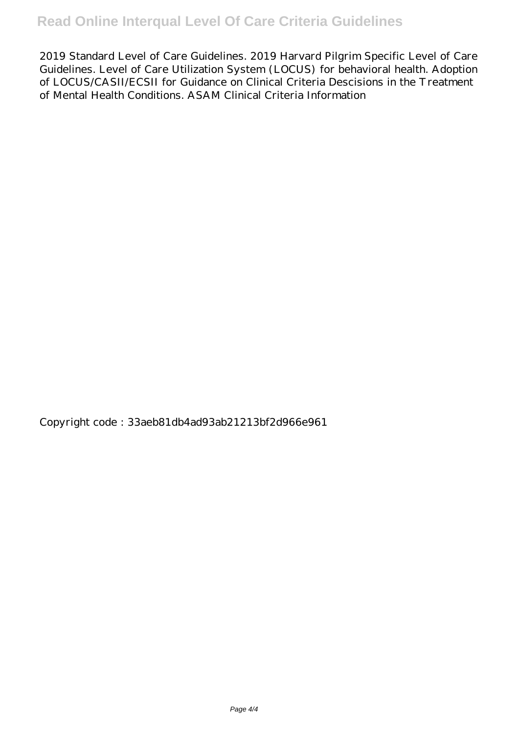2019 Standard Level of Care Guidelines. 2019 Harvard Pilgrim Specific Level of Care Guidelines. Level of Care Utilization System (LOCUS) for behavioral health. Adoption of LOCUS/CASII/ECSII for Guidance on Clinical Criteria Descisions in the Treatment of Mental Health Conditions. ASAM Clinical Criteria Information

Copyright code : 33aeb81db4ad93ab21213bf2d966e961